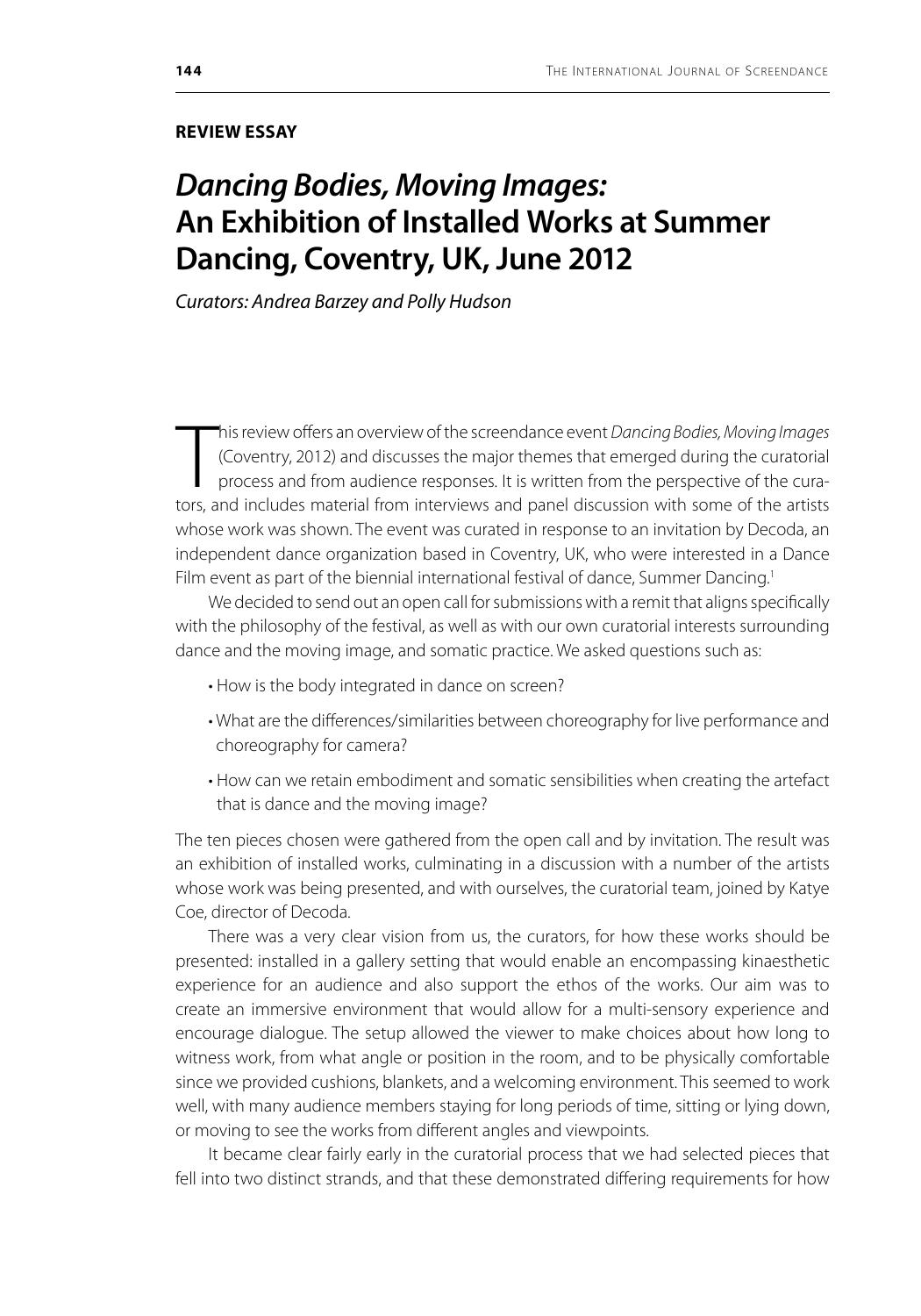**REVIEW ESSAY**

# *Dancing Bodies, Moving Images:* An Exhibition of Installed Works at Summer Dancing, Coventry, UK, June 2012

*Curators: Andrea Barzey and Polly Hudson*

This review offers an overview of the screendance event *Dancing Bodies, Moving Images* (Coventry, 2012) and discusses the major themes that emerged during the curatorial process and from audience responses. It is written from the perspective of the curators, and includes material from interviews and panel discussion with some of the artists whose work was shown. The event was curated in response to an invitation by Decoda, an independent dance organization based in Coventry, UK, who were interested in a Dance Film event as part of the biennial international festival of dance, Summer Dancing.[1]

We decided to send out an open call for submissions with a remit that aligns specifically with the philosophy of the festival, as well as with our own curatorial interests surrounding dance and the moving image, and somatic practice. We asked questions such as:

- How is the body integrated in dance on screen?
- What are the differences/similarities between choreography for live performance and choreography for camera?
- How can we retain embodiment and somatic sensibilities when creating the artefact that is dance and the moving image?

The ten pieces chosen were gathered from the open call and by invitation. The result was an exhibition of installed works, culminating in a discussion with a number of the artists whose work was being presented, and with ourselves, the curatorial team, joined by Katye Coe, director of Decoda.

There was a very clear vision from us, the curators, for how these works should be presented: installed in a gallery setting that would enable an encompassing kinaesthetic experience for an audience and also support the ethos of the works. Our aim was to create an immersive environment that would allow for a multi-sensory experience and encourage dialogue. The setup allowed the viewer to make choices about how long to witness work, from what angle or position in the room, and to be physically comfortable since we provided cushions, blankets, and a welcoming environment. This seemed to work well, with many audience members staying for long periods of time, sitting or lying down, or moving to see the works from different angles and viewpoints.

It became clear fairly early in the curatorial process that we had selected pieces that fell into two distinct strands, and that these demonstrated differing requirements for how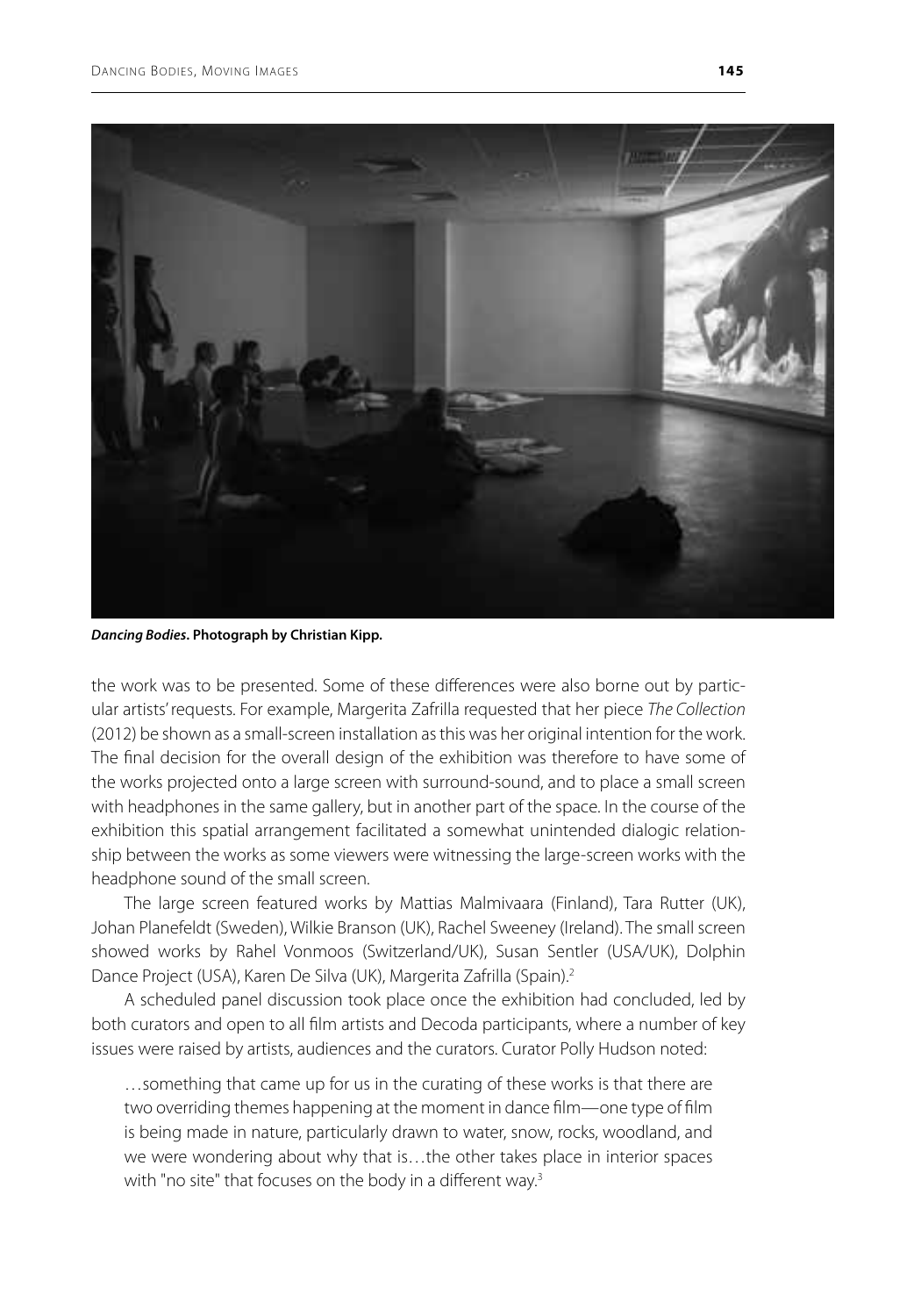***Dancing Bodies*. Photograph by Christian Kipp.**

the work was to be presented. Some of these differences were also borne out by particular artists' requests. For example, Margerita Zafrilla requested that her piece *The Collection* (2012) be shown as a small-screen installation as this was her original intention for the work. The final decision for the overall design of the exhibition was therefore to have some of the works projected onto a large screen with surround-sound, and to place a small screen with headphones in the same gallery, but in another part of the space. In the course of the exhibition this spatial arrangement facilitated a somewhat unintended dialogic relationship between the works as some viewers were witnessing the large-screen works with the headphone sound of the small screen.

The large screen featured works by Mattias Malmivaara (Finland), Tara Rutter (UK), Johan Planefeldt (Sweden), Wilkie Branson (UK), Rachel Sweeney (Ireland). The small screen showed works by Rahel Vonmoos (Switzerland/UK), Susan Sentler (USA/UK), Dolphin Dance Project (USA), Karen De Silva (UK), Margerita Zafrilla (Spain).[2]

A scheduled panel discussion took place once the exhibition had concluded, led by both curators and open to all film artists and Decoda participants, where a number of key issues were raised by artists, audiences and the curators. Curator Polly Hudson noted:

> …something that came up for us in the curating of these works is that there are two overriding themes happening at the moment in dance film—one type of film is being made in nature, particularly drawn to water, snow, rocks, woodland, and we were wondering about why that is…the other takes place in interior spaces with "no site" that focuses on the body in a different way.[3]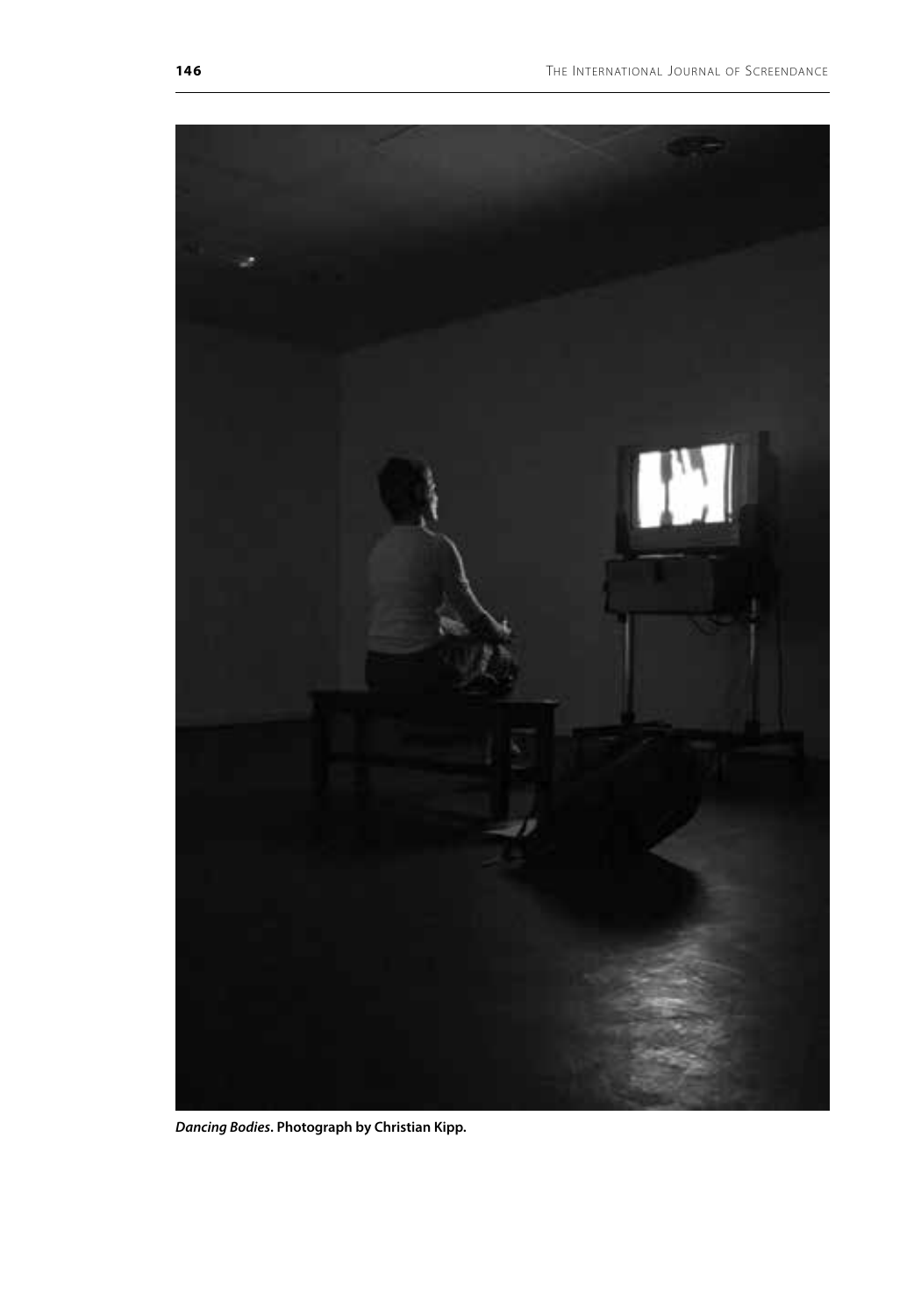***Dancing Bodies*. Photograph by Christian Kipp.**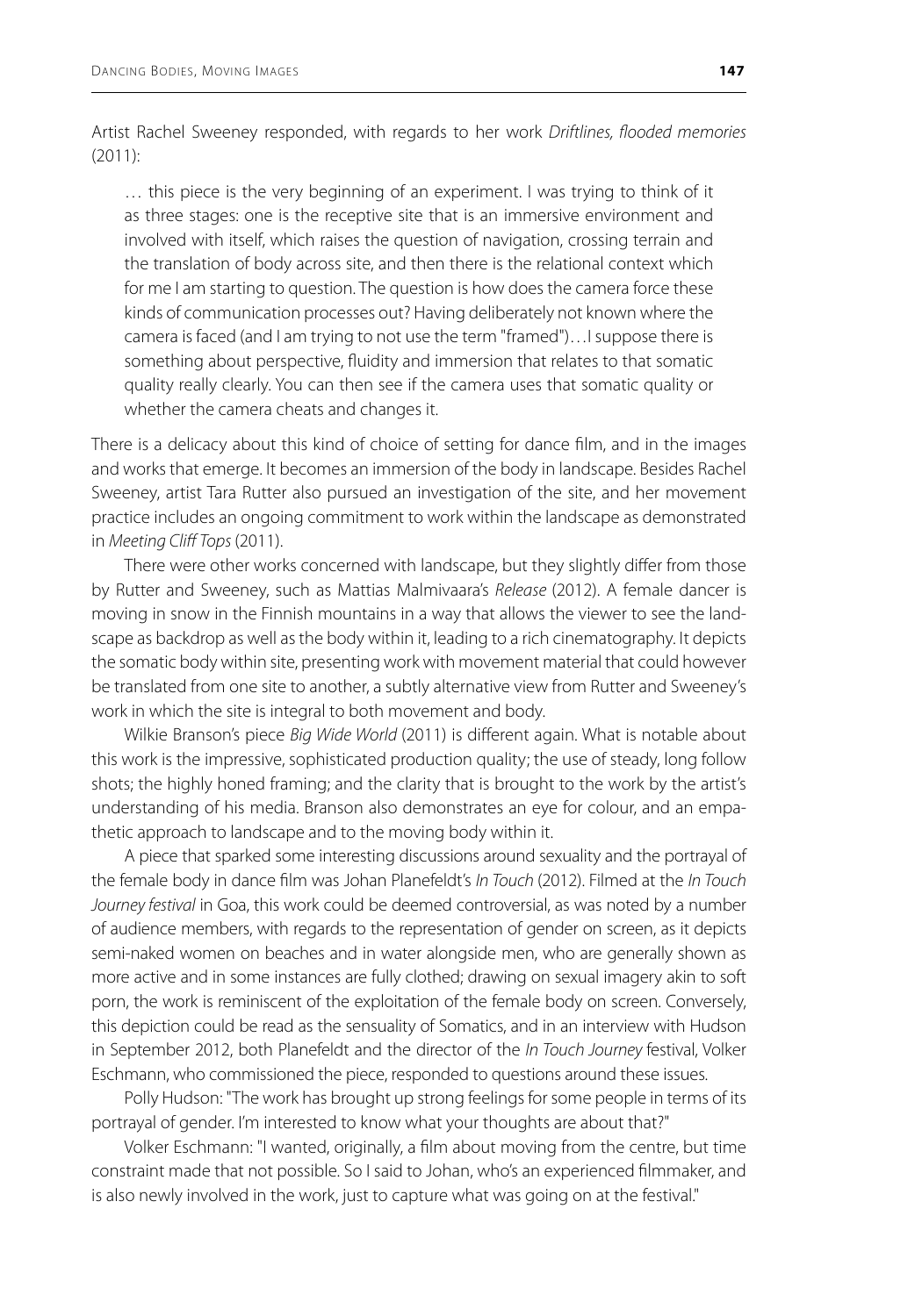Artist Rachel Sweeney responded, with regards to her work *Driftlines, flooded memories* (2011):

> … this piece is the very beginning of an experiment. I was trying to think of it as three stages: one is the receptive site that is an immersive environment and involved with itself, which raises the question of navigation, crossing terrain and the translation of body across site, and then there is the relational context which for me I am starting to question. The question is how does the camera force these kinds of communication processes out? Having deliberately not known where the camera is faced (and I am trying to not use the term "framed")…I suppose there is something about perspective, fluidity and immersion that relates to that somatic quality really clearly. You can then see if the camera uses that somatic quality or whether the camera cheats and changes it.

There is a delicacy about this kind of choice of setting for dance film, and in the images and works that emerge. It becomes an immersion of the body in landscape. Besides Rachel Sweeney, artist Tara Rutter also pursued an investigation of the site, and her movement practice includes an ongoing commitment to work within the landscape as demonstrated in *Meeting Cliff Tops* (2011).

There were other works concerned with landscape, but they slightly differ from those by Rutter and Sweeney, such as Mattias Malmivaara's *Release* (2012). A female dancer is moving in snow in the Finnish mountains in a way that allows the viewer to see the landscape as backdrop as well as the body within it, leading to a rich cinematography. It depicts the somatic body within site, presenting work with movement material that could however be translated from one site to another, a subtly alternative view from Rutter and Sweeney's work in which the site is integral to both movement and body.

Wilkie Branson's piece *Big Wide World* (2011) is different again. What is notable about this work is the impressive, sophisticated production quality; the use of steady, long follow shots; the highly honed framing; and the clarity that is brought to the work by the artist's understanding of his media. Branson also demonstrates an eye for colour, and an empathetic approach to landscape and to the moving body within it.

A piece that sparked some interesting discussions around sexuality and the portrayal of the female body in dance film was Johan Planefeldt's *In Touch* (2012). Filmed at the *In Touch Journey festival* in Goa, this work could be deemed controversial, as was noted by a number of audience members, with regards to the representation of gender on screen, as it depicts semi-naked women on beaches and in water alongside men, who are generally shown as more active and in some instances are fully clothed; drawing on sexual imagery akin to soft porn, the work is reminiscent of the exploitation of the female body on screen. Conversely, this depiction could be read as the sensuality of Somatics, and in an interview with Hudson in September 2012, both Planefeldt and the director of the *In Touch Journey* festival, Volker Eschmann, who commissioned the piece, responded to questions around these issues.

Polly Hudson: "The work has brought up strong feelings for some people in terms of its portrayal of gender. I'm interested to know what your thoughts are about that?"

Volker Eschmann: "I wanted, originally, a film about moving from the centre, but time constraint made that not possible. So I said to Johan, who's an experienced filmmaker, and is also newly involved in the work, just to capture what was going on at the festival."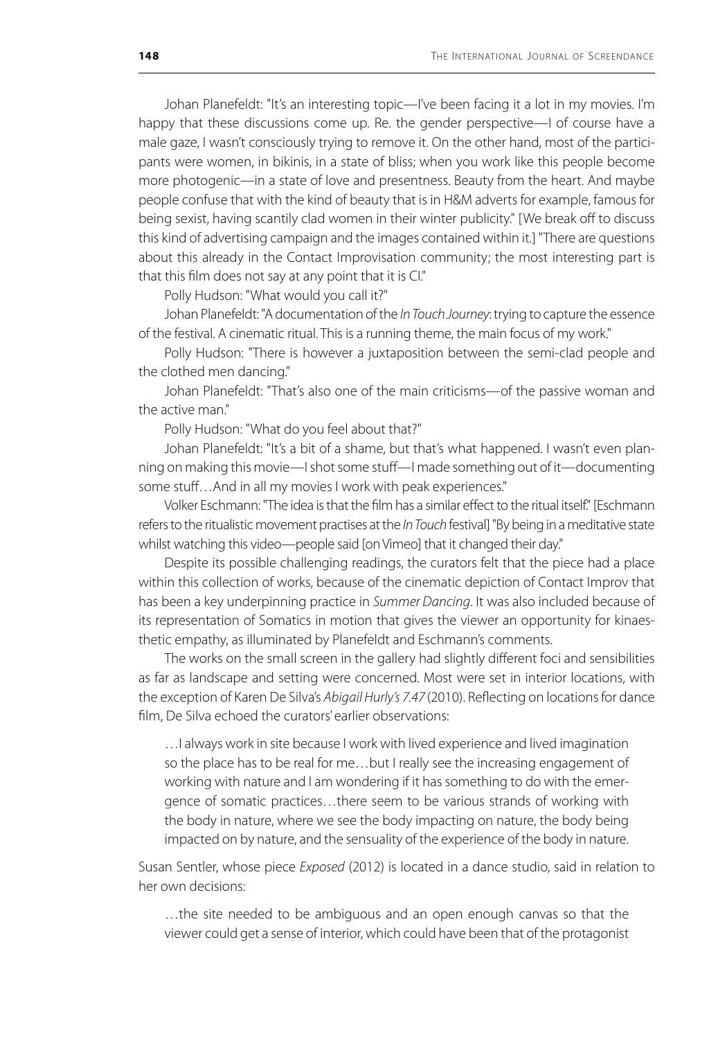Johan Planefeldt: "It's an interesting topic—I've been facing it a lot in my movies. I'm happy that these discussions come up. Re. the gender perspective—I of course have a male gaze, I wasn't consciously trying to remove it. On the other hand, most of the participants were women, in bikinis, in a state of bliss; when you work like this people become more photogenic—in a state of love and presentness. Beauty from the heart. And maybe people confuse that with the kind of beauty that is in H&M adverts for example, famous for being sexist, having scantily clad women in their winter publicity." [We break off to discuss this kind of advertising campaign and the images contained within it.] "There are questions about this already in the Contact Improvisation community; the most interesting part is that this film does not say at any point that it is CI."

Polly Hudson: "What would you call it?"

Johan Planefeldt: "A documentation of the *In Touch Journey*: trying to capture the essence of the festival. A cinematic ritual. This is a running theme, the main focus of my work."

Polly Hudson: "There is however a juxtaposition between the semi-clad people and the clothed men dancing."

Johan Planefeldt: "That's also one of the main criticisms—of the passive woman and the active man."

Polly Hudson: "What do you feel about that?"

Johan Planefeldt: "It's a bit of a shame, but that's what happened. I wasn't even planning on making this movie—I shot some stuff—I made something out of it—documenting some stuff…And in all my movies I work with peak experiences."

Volker Eschmann: "The idea is that the film has a similar effect to the ritual itself." [Eschmann refers to the ritualistic movement practises at the *In Touch* festival] "By being in a meditative state whilst watching this video—people said [on Vimeo] that it changed their day."

Despite its possible challenging readings, the curators felt that the piece had a place within this collection of works, because of the cinematic depiction of Contact Improv that has been a key underpinning practice in *Summer Dancing*. It was also included because of its representation of Somatics in motion that gives the viewer an opportunity for kinaesthetic empathy, as illuminated by Planefeldt and Eschmann's comments.

The works on the small screen in the gallery had slightly different foci and sensibilities as far as landscape and setting were concerned. Most were set in interior locations, with the exception of Karen De Silva's *Abigail Hurly's 7.47* (2010). Reflecting on locations for dance film, De Silva echoed the curators' earlier observations:

> …I always work in site because I work with lived experience and lived imagination so the place has to be real for me…but I really see the increasing engagement of working with nature and I am wondering if it has something to do with the emergence of somatic practices…there seem to be various strands of working with the body in nature, where we see the body impacting on nature, the body being impacted on by nature, and the sensuality of the experience of the body in nature.

Susan Sentler, whose piece *Exposed* (2012) is located in a dance studio, said in relation to her own decisions:

> …the site needed to be ambiguous and an open enough canvas so that the viewer could get a sense of interior, which could have been that of the protagonist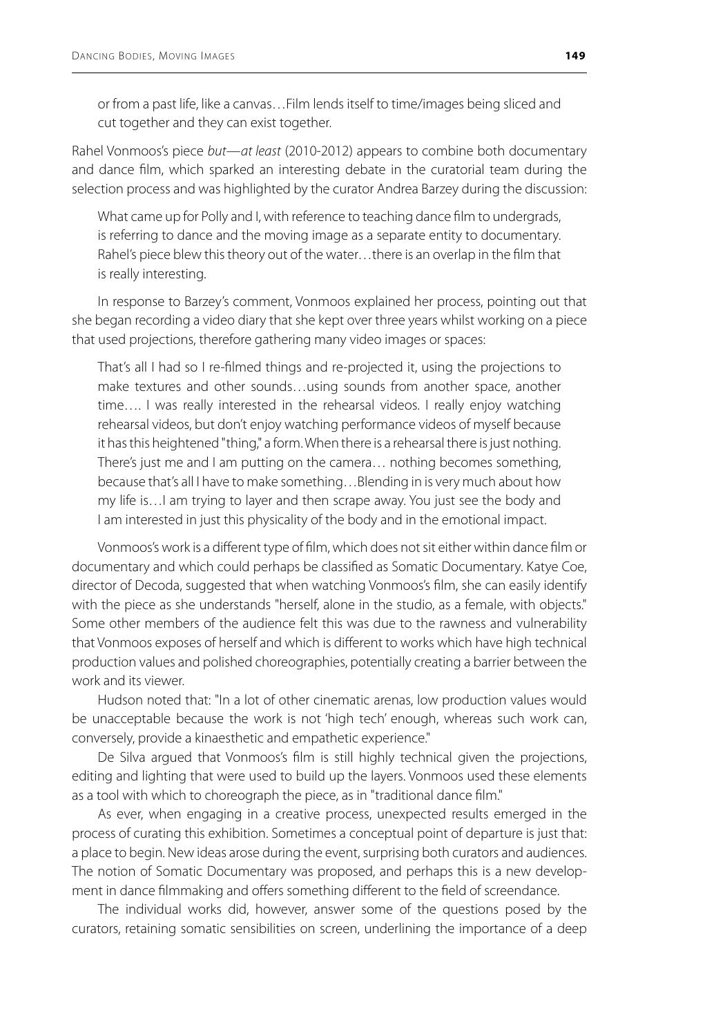> or from a past life, like a canvas…Film lends itself to time/images being sliced and cut together and they can exist together.

Rahel Vonmoos's piece *but—at least* (2010-2012) appears to combine both documentary and dance film, which sparked an interesting debate in the curatorial team during the selection process and was highlighted by the curator Andrea Barzey during the discussion:

> What came up for Polly and I, with reference to teaching dance film to undergrads, is referring to dance and the moving image as a separate entity to documentary. Rahel's piece blew this theory out of the water…there is an overlap in the film that is really interesting.

In response to Barzey's comment, Vonmoos explained her process, pointing out that she began recording a video diary that she kept over three years whilst working on a piece that used projections, therefore gathering many video images or spaces:

> That's all I had so I re-filmed things and re-projected it, using the projections to make textures and other sounds…using sounds from another space, another time…. I was really interested in the rehearsal videos. I really enjoy watching rehearsal videos, but don't enjoy watching performance videos of myself because it has this heightened "thing," a form. When there is a rehearsal there is just nothing. There's just me and I am putting on the camera… nothing becomes something, because that's all I have to make something…Blending in is very much about how my life is…I am trying to layer and then scrape away. You just see the body and I am interested in just this physicality of the body and in the emotional impact.

Vonmoos's work is a different type of film, which does not sit either within dance film or documentary and which could perhaps be classified as Somatic Documentary. Katye Coe, director of Decoda, suggested that when watching Vonmoos's film, she can easily identify with the piece as she understands "herself, alone in the studio, as a female, with objects." Some other members of the audience felt this was due to the rawness and vulnerability that Vonmoos exposes of herself and which is different to works which have high technical production values and polished choreographies, potentially creating a barrier between the work and its viewer.

Hudson noted that: "In a lot of other cinematic arenas, low production values would be unacceptable because the work is not 'high tech' enough, whereas such work can, conversely, provide a kinaesthetic and empathetic experience."

De Silva argued that Vonmoos's film is still highly technical given the projections, editing and lighting that were used to build up the layers. Vonmoos used these elements as a tool with which to choreograph the piece, as in "traditional dance film."

As ever, when engaging in a creative process, unexpected results emerged in the process of curating this exhibition. Sometimes a conceptual point of departure is just that: a place to begin. New ideas arose during the event, surprising both curators and audiences. The notion of Somatic Documentary was proposed, and perhaps this is a new development in dance filmmaking and offers something different to the field of screendance.

The individual works did, however, answer some of the questions posed by the curators, retaining somatic sensibilities on screen, underlining the importance of a deep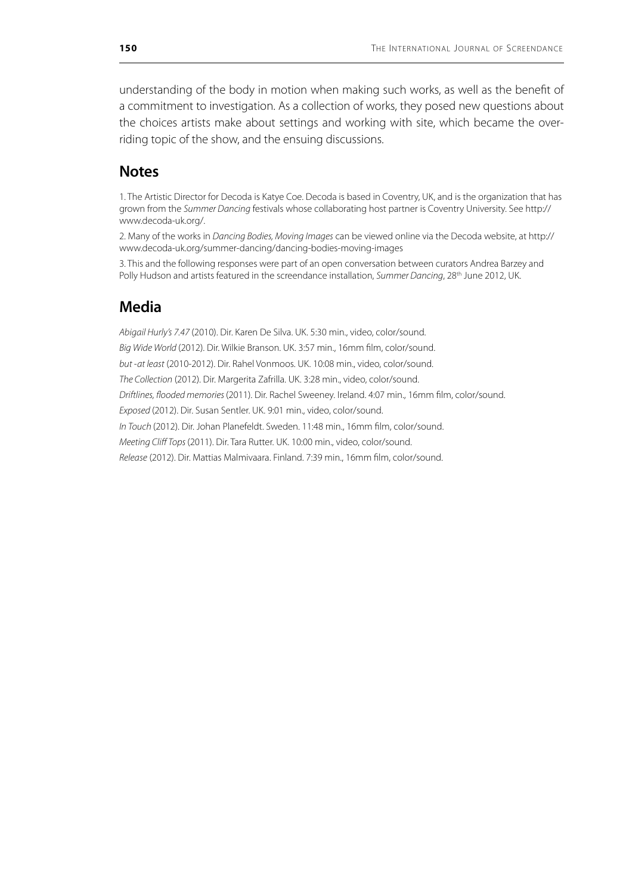understanding of the body in motion when making such works, as well as the benefit of a commitment to investigation. As a collection of works, they posed new questions about the choices artists make about settings and working with site, which became the over-riding topic of the show, and the ensuing discussions.

## Notes

1. The Artistic Director for Decoda is Katye Coe. Decoda is based in Coventry, UK, and is the organization that has grown from the *Summer Dancing* festivals whose collaborating host partner is Coventry University. See http://www.decoda-uk.org/.

2. Many of the works in *Dancing Bodies, Moving Images* can be viewed online via the Decoda website, at http://www.decoda-uk.org/summer-dancing/dancing-bodies-moving-images

3. This and the following responses were part of an open conversation between curators Andrea Barzey and Polly Hudson and artists featured in the screendance installation, *Summer Dancing*, 28th June 2012, UK.

## Media

*Abigail Hurly's 7.47* (2010). Dir. Karen De Silva. UK. 5:30 min., video, color/sound.

*Big Wide World* (2012). Dir. Wilkie Branson. UK. 3:57 min., 16mm film, color/sound.

*but -at least* (2010-2012). Dir. Rahel Vonmoos. UK. 10:08 min., video, color/sound.

*The Collection* (2012). Dir. Margerita Zafrilla. UK. 3:28 min., video, color/sound.

*Driftlines, flooded memories* (2011). Dir. Rachel Sweeney. Ireland. 4:07 min., 16mm film, color/sound.

*Exposed* (2012). Dir. Susan Sentler. UK. 9:01 min., video, color/sound.

*In Touch* (2012). Dir. Johan Planefeldt. Sweden. 11:48 min., 16mm film, color/sound.

*Meeting Cliff Tops* (2011). Dir. Tara Rutter. UK. 10:00 min., video, color/sound.

*Release* (2012). Dir. Mattias Malmivaara. Finland. 7:39 min., 16mm film, color/sound.